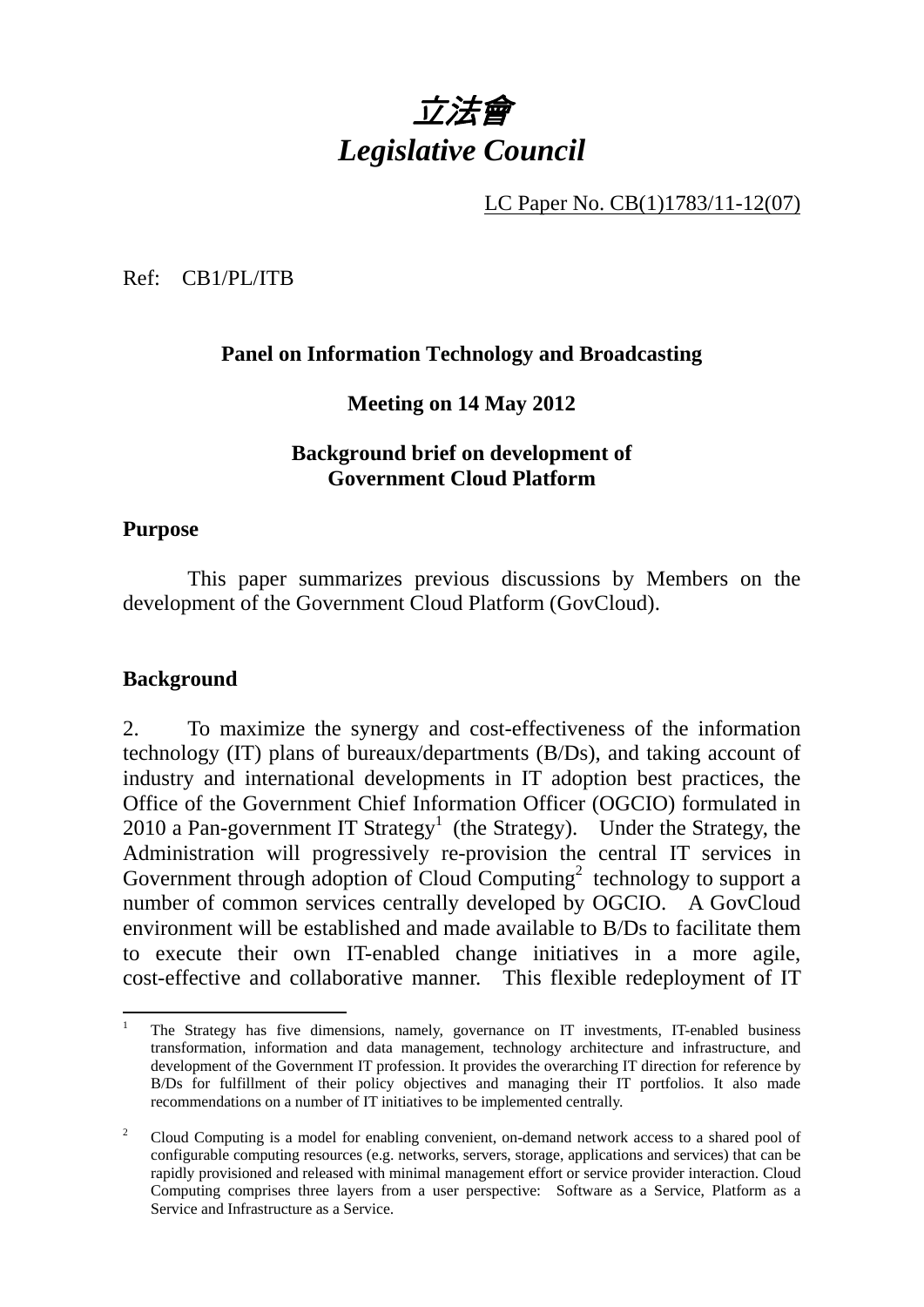# *立法會*
# *Legislative Council*

LC Paper No. CB(1)1783/11-12(07)

Ref: CB1/PL/ITB

**Panel on Information Technology and Broadcasting**

**Meeting on 14 May 2012**

**Background brief on development of Government Cloud Platform**

## Purpose

This paper summarizes previous discussions by Members on the development of the Government Cloud Platform (GovCloud).

## Background

2. To maximize the synergy and cost-effectiveness of the information technology (IT) plans of bureaux/departments (B/Ds), and taking account of industry and international developments in IT adoption best practices, the Office of the Government Chief Information Officer (OGCIO) formulated in 2010 a Pan-government IT Strategy[1] (the Strategy). Under the Strategy, the Administration will progressively re-provision the central IT services in Government through adoption of Cloud Computing[2] technology to support a number of common services centrally developed by OGCIO. A GovCloud environment will be established and made available to B/Ds to facilitate them to execute their own IT-enabled change initiatives in a more agile, cost-effective and collaborative manner. This flexible redeployment of IT

---

[1] The Strategy has five dimensions, namely, governance on IT investments, IT-enabled business transformation, information and data management, technology architecture and infrastructure, and development of the Government IT profession. It provides the overarching IT direction for reference by B/Ds for fulfillment of their policy objectives and managing their IT portfolios. It also made recommendations on a number of IT initiatives to be implemented centrally.

[2] Cloud Computing is a model for enabling convenient, on-demand network access to a shared pool of configurable computing resources (e.g. networks, servers, storage, applications and services) that can be rapidly provisioned and released with minimal management effort or service provider interaction. Cloud Computing comprises three layers from a user perspective: Software as a Service, Platform as a Service and Infrastructure as a Service.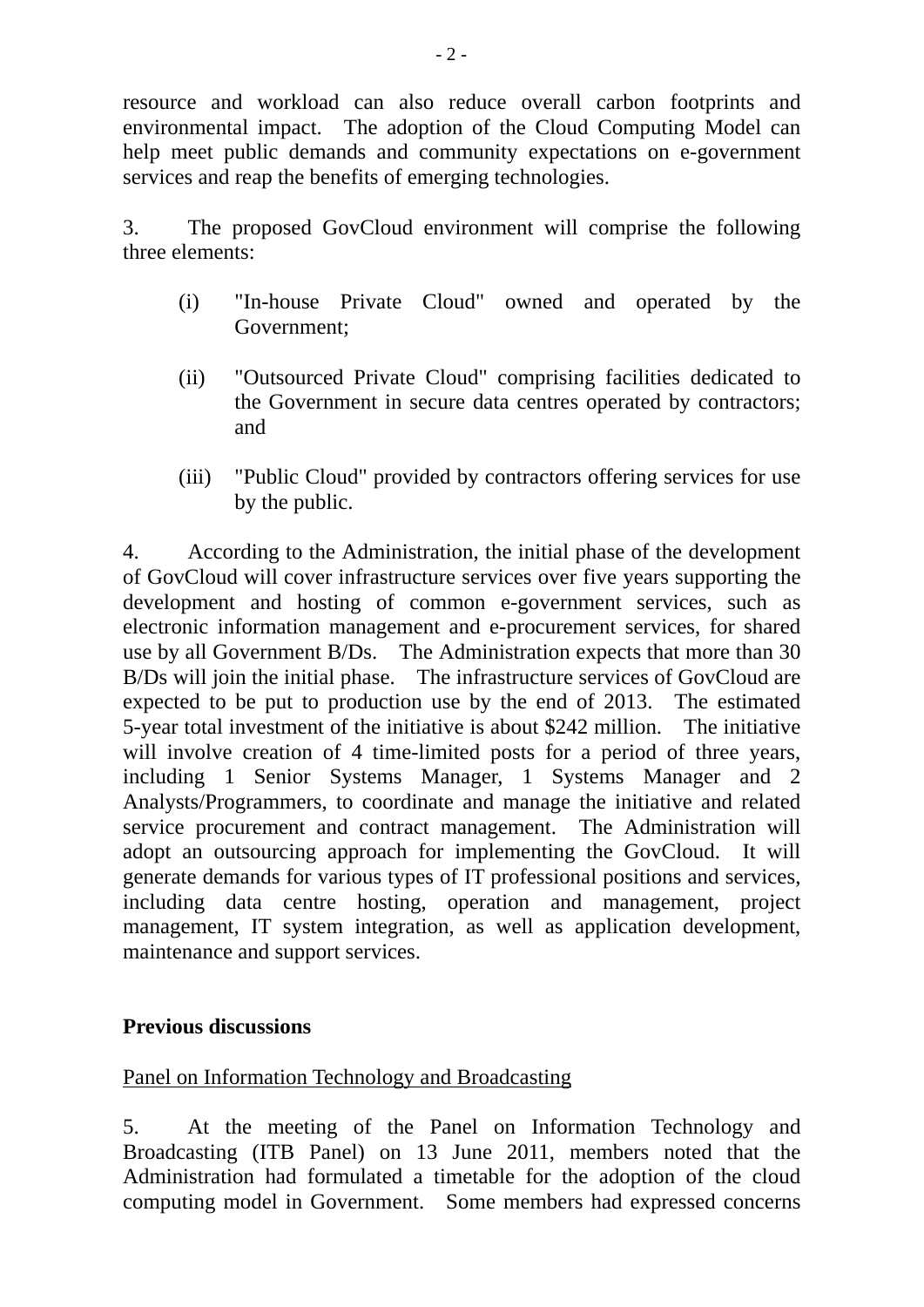resource and workload can also reduce overall carbon footprints and environmental impact. The adoption of the Cloud Computing Model can help meet public demands and community expectations on e-government services and reap the benefits of emerging technologies.

3. The proposed GovCloud environment will comprise the following three elements:

(i) "In-house Private Cloud" owned and operated by the Government;

(ii) "Outsourced Private Cloud" comprising facilities dedicated to the Government in secure data centres operated by contractors; and

(iii) "Public Cloud" provided by contractors offering services for use by the public.

4. According to the Administration, the initial phase of the development of GovCloud will cover infrastructure services over five years supporting the development and hosting of common e-government services, such as electronic information management and e-procurement services, for shared use by all Government B/Ds. The Administration expects that more than 30 B/Ds will join the initial phase. The infrastructure services of GovCloud are expected to be put to production use by the end of 2013. The estimated 5-year total investment of the initiative is about $242 million. The initiative will involve creation of 4 time-limited posts for a period of three years, including 1 Senior Systems Manager, 1 Systems Manager and 2 Analysts/Programmers, to coordinate and manage the initiative and related service procurement and contract management. The Administration will adopt an outsourcing approach for implementing the GovCloud. It will generate demands for various types of IT professional positions and services, including data centre hosting, operation and management, project management, IT system integration, as well as application development, maintenance and support services.

**Previous discussions**

Panel on Information Technology and Broadcasting

5. At the meeting of the Panel on Information Technology and Broadcasting (ITB Panel) on 13 June 2011, members noted that the Administration had formulated a timetable for the adoption of the cloud computing model in Government. Some members had expressed concerns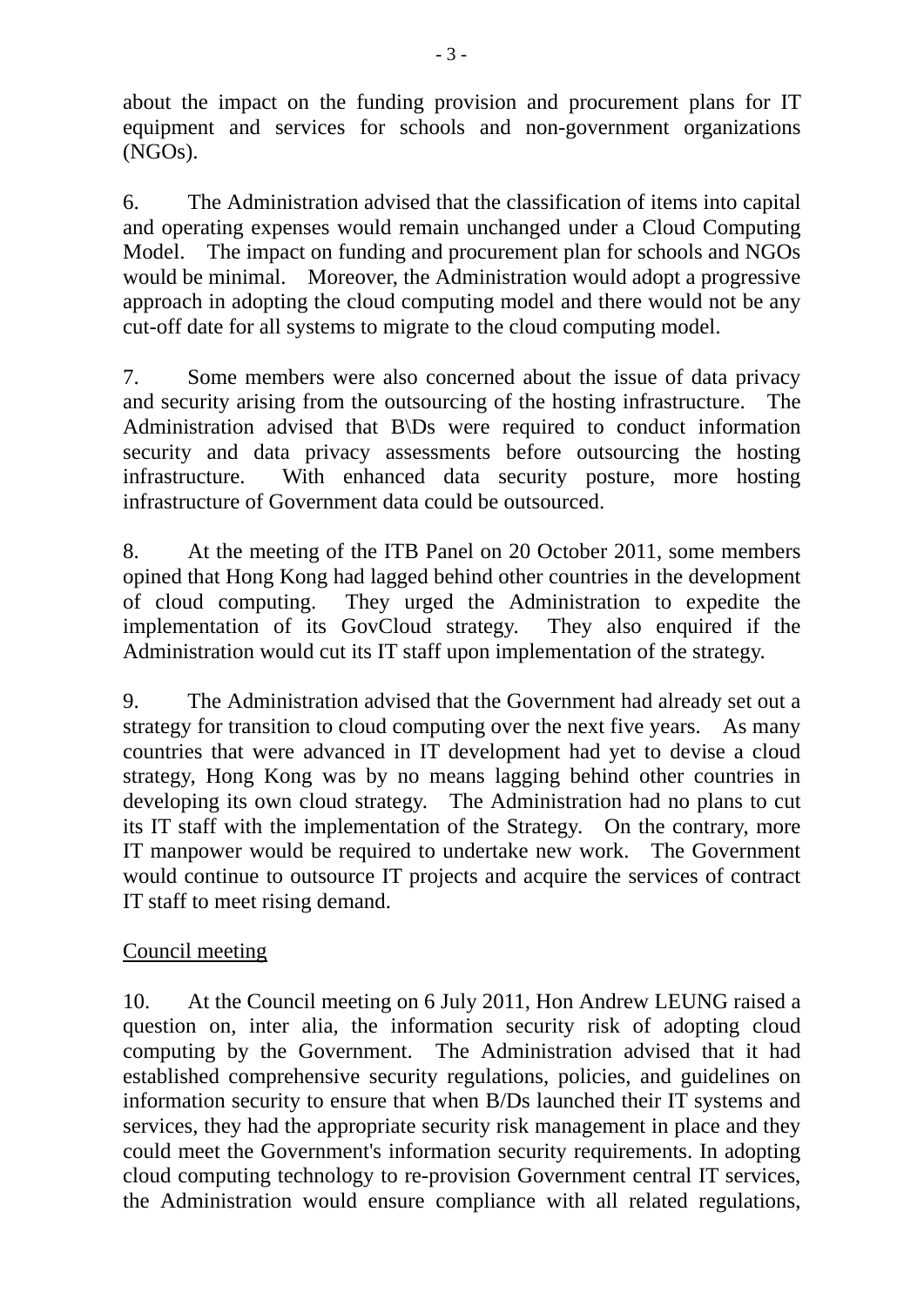about the impact on the funding provision and procurement plans for IT equipment and services for schools and non-government organizations (NGOs).

6. The Administration advised that the classification of items into capital and operating expenses would remain unchanged under a Cloud Computing Model. The impact on funding and procurement plan for schools and NGOs would be minimal. Moreover, the Administration would adopt a progressive approach in adopting the cloud computing model and there would not be any cut-off date for all systems to migrate to the cloud computing model.

7. Some members were also concerned about the issue of data privacy and security arising from the outsourcing of the hosting infrastructure. The Administration advised that B\Ds were required to conduct information security and data privacy assessments before outsourcing the hosting infrastructure. With enhanced data security posture, more hosting infrastructure of Government data could be outsourced.

8. At the meeting of the ITB Panel on 20 October 2011, some members opined that Hong Kong had lagged behind other countries in the development of cloud computing. They urged the Administration to expedite the implementation of its GovCloud strategy. They also enquired if the Administration would cut its IT staff upon implementation of the strategy.

9. The Administration advised that the Government had already set out a strategy for transition to cloud computing over the next five years. As many countries that were advanced in IT development had yet to devise a cloud strategy, Hong Kong was by no means lagging behind other countries in developing its own cloud strategy. The Administration had no plans to cut its IT staff with the implementation of the Strategy. On the contrary, more IT manpower would be required to undertake new work. The Government would continue to outsource IT projects and acquire the services of contract IT staff to meet rising demand.

<u>Council meeting</u>

10. At the Council meeting on 6 July 2011, Hon Andrew LEUNG raised a question on, inter alia, the information security risk of adopting cloud computing by the Government. The Administration advised that it had established comprehensive security regulations, policies, and guidelines on information security to ensure that when B/Ds launched their IT systems and services, they had the appropriate security risk management in place and they could meet the Government's information security requirements. In adopting cloud computing technology to re-provision Government central IT services, the Administration would ensure compliance with all related regulations,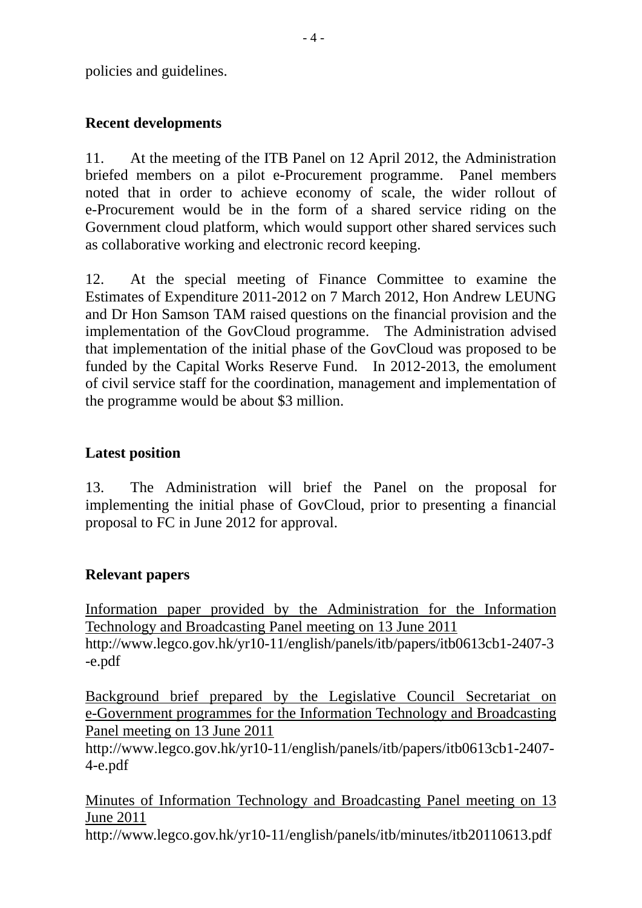policies and guidelines.

## Recent developments

11. At the meeting of the ITB Panel on 12 April 2012, the Administration briefed members on a pilot e-Procurement programme. Panel members noted that in order to achieve economy of scale, the wider rollout of e-Procurement would be in the form of a shared service riding on the Government cloud platform, which would support other shared services such as collaborative working and electronic record keeping.

12. At the special meeting of Finance Committee to examine the Estimates of Expenditure 2011-2012 on 7 March 2012, Hon Andrew LEUNG and Dr Hon Samson TAM raised questions on the financial provision and the implementation of the GovCloud programme. The Administration advised that implementation of the initial phase of the GovCloud was proposed to be funded by the Capital Works Reserve Fund. In 2012-2013, the emolument of civil service staff for the coordination, management and implementation of the programme would be about $3 million.

## Latest position

13. The Administration will brief the Panel on the proposal for implementing the initial phase of GovCloud, prior to presenting a financial proposal to FC in June 2012 for approval.

## Relevant papers

<u>Information paper provided by the Administration for the Information Technology and Broadcasting Panel meeting on 13 June 2011</u>
http://www.legco.gov.hk/yr10-11/english/panels/itb/papers/itb0613cb1-2407-3-e.pdf

<u>Background brief prepared by the Legislative Council Secretariat on e-Government programmes for the Information Technology and Broadcasting Panel meeting on 13 June 2011</u>
http://www.legco.gov.hk/yr10-11/english/panels/itb/papers/itb0613cb1-2407-4-e.pdf

<u>Minutes of Information Technology and Broadcasting Panel meeting on 13 June 2011</u>
http://www.legco.gov.hk/yr10-11/english/panels/itb/minutes/itb20110613.pdf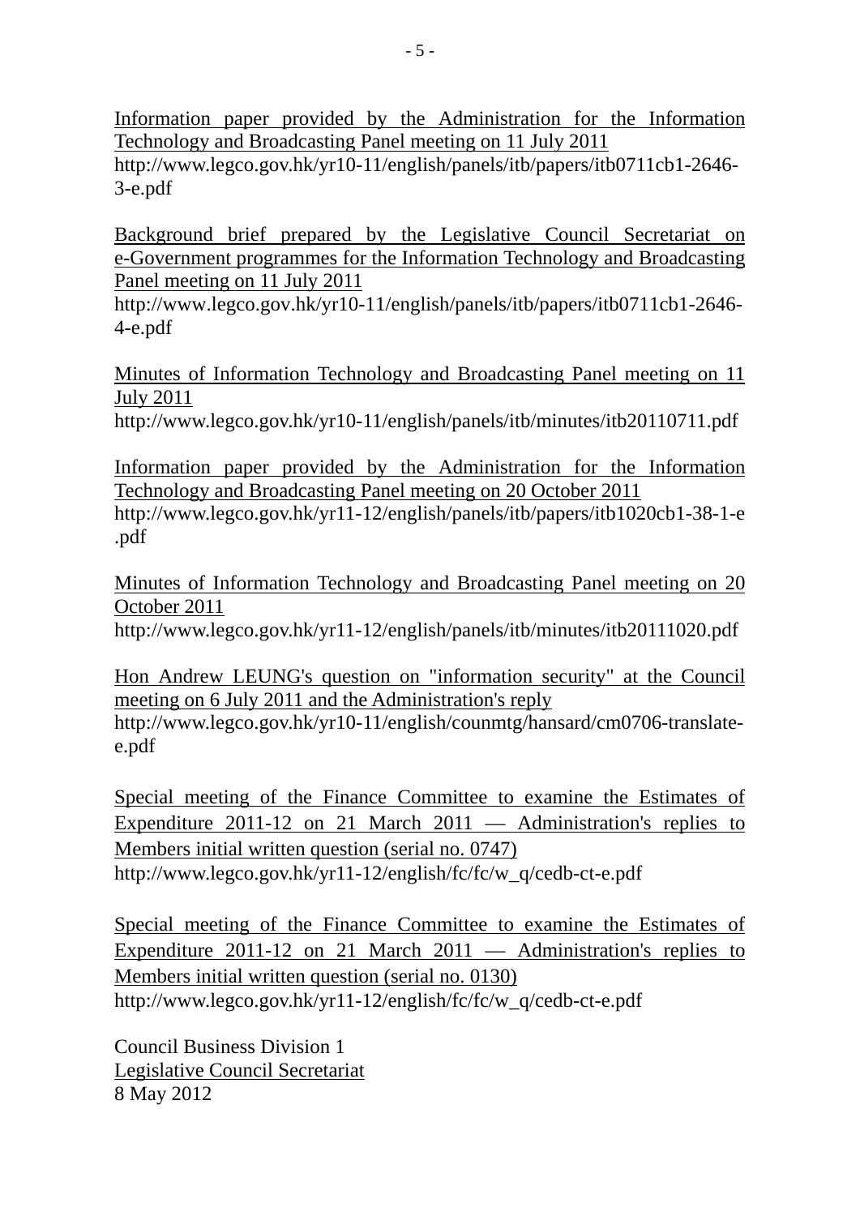Information paper provided by the Administration for the Information Technology and Broadcasting Panel meeting on 11 July 2011
http://www.legco.gov.hk/yr10-11/english/panels/itb/papers/itb0711cb1-2646-3-e.pdf

Background brief prepared by the Legislative Council Secretariat on e-Government programmes for the Information Technology and Broadcasting Panel meeting on 11 July 2011
http://www.legco.gov.hk/yr10-11/english/panels/itb/papers/itb0711cb1-2646-4-e.pdf

Minutes of Information Technology and Broadcasting Panel meeting on 11 July 2011
http://www.legco.gov.hk/yr10-11/english/panels/itb/minutes/itb20110711.pdf

Information paper provided by the Administration for the Information Technology and Broadcasting Panel meeting on 20 October 2011
http://www.legco.gov.hk/yr11-12/english/panels/itb/papers/itb1020cb1-38-1-e.pdf

Minutes of Information Technology and Broadcasting Panel meeting on 20 October 2011
http://www.legco.gov.hk/yr11-12/english/panels/itb/minutes/itb20111020.pdf

Hon Andrew LEUNG's question on "information security" at the Council meeting on 6 July 2011 and the Administration's reply
http://www.legco.gov.hk/yr10-11/english/counmtg/hansard/cm0706-translate-e.pdf

Special meeting of the Finance Committee to examine the Estimates of Expenditure 2011-12 on 21 March 2011 — Administration's replies to Members initial written question (serial no. 0747)
http://www.legco.gov.hk/yr11-12/english/fc/fc/w_q/cedb-ct-e.pdf

Special meeting of the Finance Committee to examine the Estimates of Expenditure 2011-12 on 21 March 2011 — Administration's replies to Members initial written question (serial no. 0130)
http://www.legco.gov.hk/yr11-12/english/fc/fc/w_q/cedb-ct-e.pdf

Council Business Division 1
Legislative Council Secretariat
8 May 2012